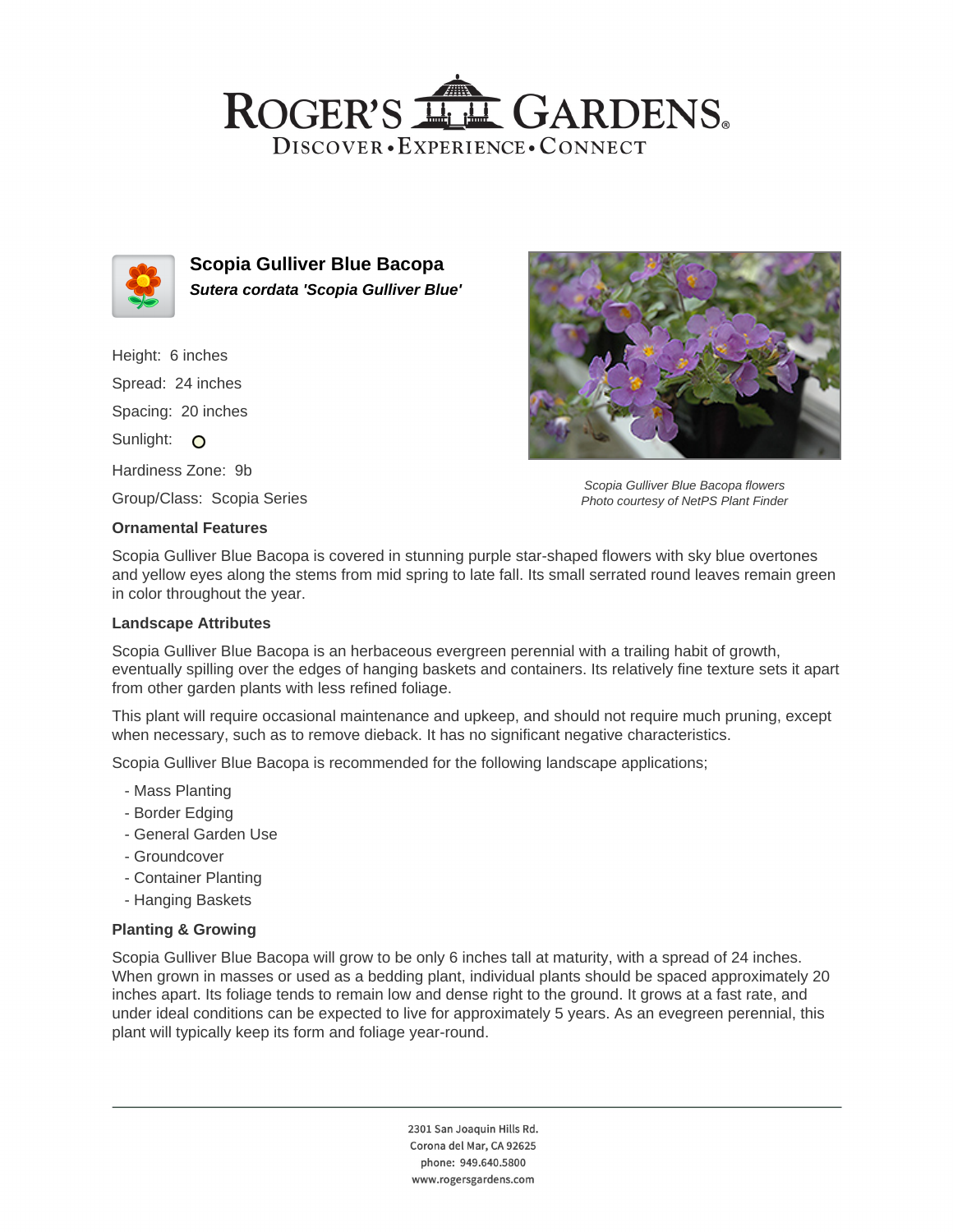# ROGER'S GARDENS

DISCOVER • EXPERIENCE • CONNECT

## Scopia Gulliver Blue Bacopa

***Sutera cordata 'Scopia Gulliver Blue'***

Height: 6 inches

Spread: 24 inches

Spacing: 20 inches

Sunlight:

Hardiness Zone: 9b

Group/Class: Scopia Series

*Scopia Gulliver Blue Bacopa flowers*
*Photo courtesy of NetPS Plant Finder*

### Ornamental Features

Scopia Gulliver Blue Bacopa is covered in stunning purple star-shaped flowers with sky blue overtones and yellow eyes along the stems from mid spring to late fall. Its small serrated round leaves remain green in color throughout the year.

### Landscape Attributes

Scopia Gulliver Blue Bacopa is an herbaceous evergreen perennial with a trailing habit of growth, eventually spilling over the edges of hanging baskets and containers. Its relatively fine texture sets it apart from other garden plants with less refined foliage.

This plant will require occasional maintenance and upkeep, and should not require much pruning, except when necessary, such as to remove dieback. It has no significant negative characteristics.

Scopia Gulliver Blue Bacopa is recommended for the following landscape applications;

- Mass Planting
- Border Edging
- General Garden Use
- Groundcover
- Container Planting
- Hanging Baskets

### Planting & Growing

Scopia Gulliver Blue Bacopa will grow to be only 6 inches tall at maturity, with a spread of 24 inches. When grown in masses or used as a bedding plant, individual plants should be spaced approximately 20 inches apart. Its foliage tends to remain low and dense right to the ground. It grows at a fast rate, and under ideal conditions can be expected to live for approximately 5 years. As an evegreen perennial, this plant will typically keep its form and foliage year-round.

2301 San Joaquin Hills Rd.
Corona del Mar, CA 92625
phone: 949.640.5800
www.rogersgardens.com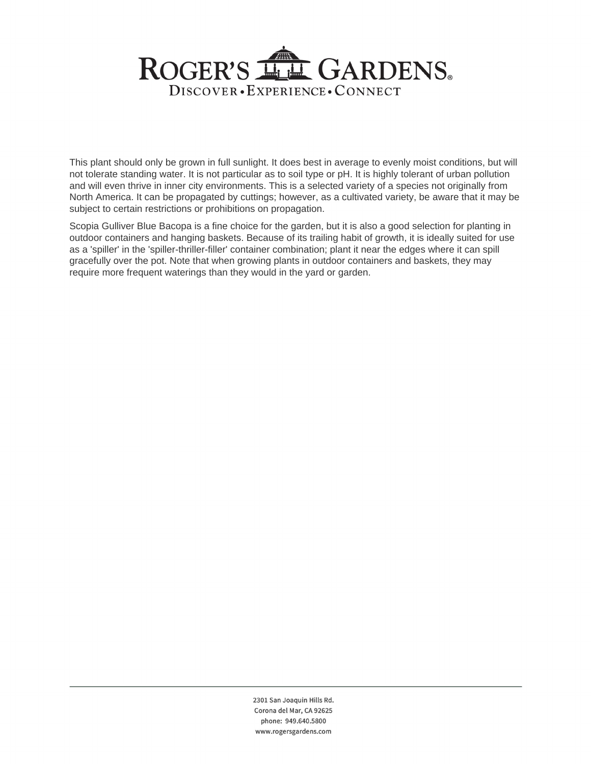This plant should only be grown in full sunlight. It does best in average to evenly moist conditions, but will not tolerate standing water. It is not particular as to soil type or pH. It is highly tolerant of urban pollution and will even thrive in inner city environments. This is a selected variety of a species not originally from North America. It can be propagated by cuttings; however, as a cultivated variety, be aware that it may be subject to certain restrictions or prohibitions on propagation.

Scopia Gulliver Blue Bacopa is a fine choice for the garden, but it is also a good selection for planting in outdoor containers and hanging baskets. Because of its trailing habit of growth, it is ideally suited for use as a 'spiller' in the 'spiller-thriller-filler' container combination; plant it near the edges where it can spill gracefully over the pot. Note that when growing plants in outdoor containers and baskets, they may require more frequent waterings than they would in the yard or garden.